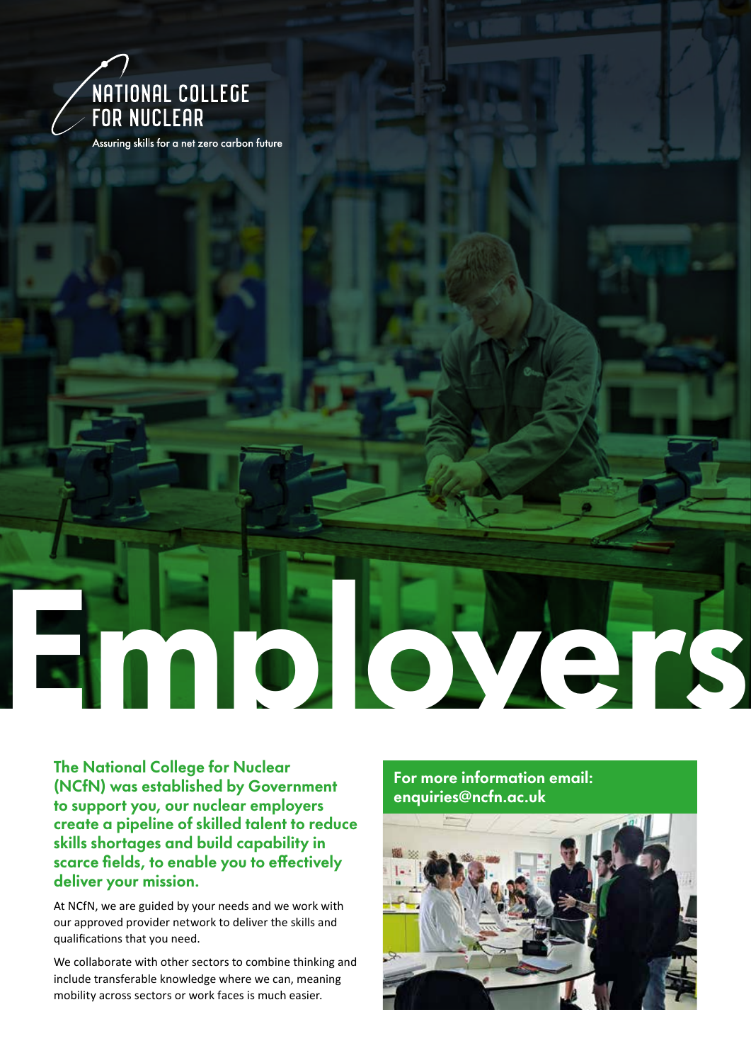NATIONAL COLLEGE FOR NUCLEAR

Assuring skills for a net zero carbon future

# Employers

**The National College for Nuclear (NCfN) was established by Government to support you, our nuclear employers create a pipeline of skilled talent to reduce skills shortages and build capability in scarce fields, to enable you to effectively deliver your mission.**

At NCfN, we are guided by your needs and we work with our approved provider network to deliver the skills and qualifications that you need.

We collaborate with other sectors to combine thinking and include transferable knowledge where we can, meaning mobility across sectors or work faces is much easier.

**For more information email: enquiries@ncfn.ac.uk**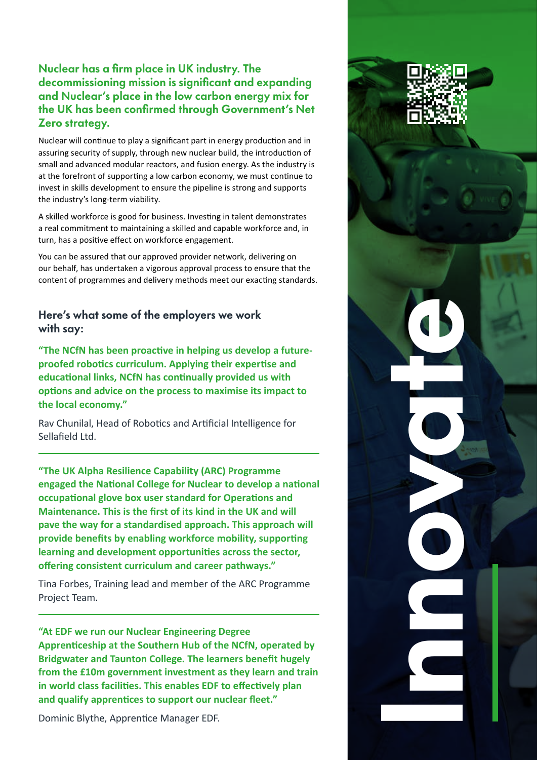## Nuclear has a firm place in UK industry. The decommissioning mission is significant and expanding and Nuclear's place in the low carbon energy mix for the UK has been confirmed through Government's Net Zero strategy.

Nuclear will continue to play a significant part in energy production and in assuring security of supply, through new nuclear build, the introduction of small and advanced modular reactors, and fusion energy. As the industry is at the forefront of supporting a low carbon economy, we must continue to invest in skills development to ensure the pipeline is strong and supports the industry's long-term viability.

A skilled workforce is good for business. Investing in talent demonstrates a real commitment to maintaining a skilled and capable workforce and, in turn, has a positive effect on workforce engagement.

You can be assured that our approved provider network, delivering on our behalf, has undertaken a vigorous approval process to ensure that the content of programmes and delivery methods meet our exacting standards.

### Here's what some of the employers we work with say:

**"The NCfN has been proactive in helping us develop a future-proofed robotics curriculum. Applying their expertise and educational links, NCfN has continually provided us with options and advice on the process to maximise its impact to the local economy."**

Rav Chunilal, Head of Robotics and Artificial Intelligence for Sellafield Ltd.

---

**"The UK Alpha Resilience Capability (ARC) Programme engaged the National College for Nuclear to develop a national occupational glove box user standard for Operations and Maintenance. This is the first of its kind in the UK and will pave the way for a standardised approach. This approach will provide benefits by enabling workforce mobility, supporting learning and development opportunities across the sector, offering consistent curriculum and career pathways."**

Tina Forbes, Training lead and member of the ARC Programme Project Team.

---

**"At EDF we run our Nuclear Engineering Degree Apprenticeship at the Southern Hub of the NCfN, operated by Bridgwater and Taunton College. The learners benefit hugely from the £10m government investment as they learn and train in world class facilities. This enables EDF to effectively plan and qualify apprentices to support our nuclear fleet."**

Dominic Blythe, Apprentice Manager EDF.

Innovate